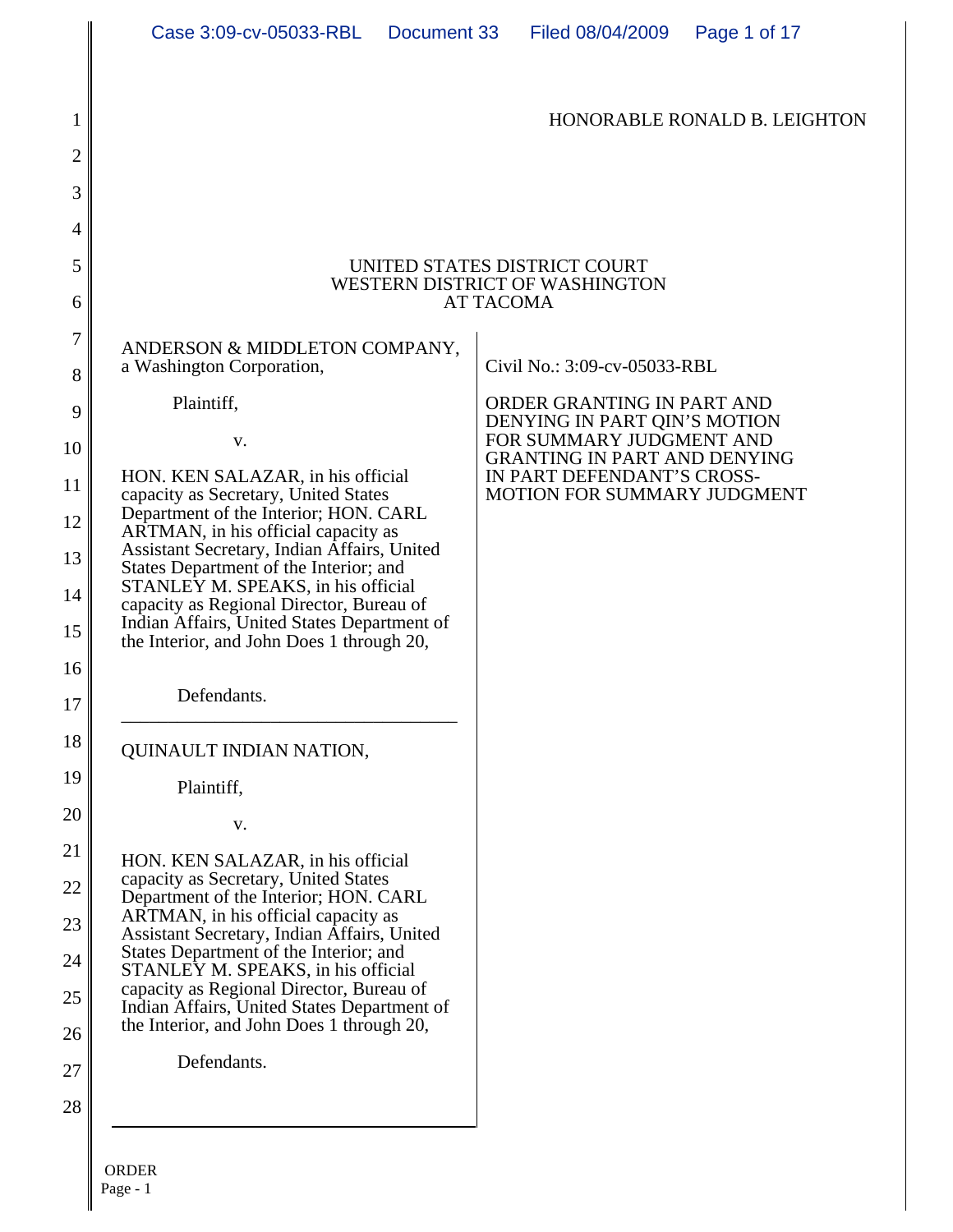HONORABLE RONALD B. LEIGHTON

UNITED STATES DISTRICT COURT
WESTERN DISTRICT OF WASHINGTON
AT TACOMA

ANDERSON & MIDDLETON COMPANY, a Washington Corporation,

Plaintiff,

v.

HON. KEN SALAZAR, in his official capacity as Secretary, United States Department of the Interior; HON. CARL ARTMAN, in his official capacity as Assistant Secretary, Indian Affairs, United States Department of the Interior; and STANLEY M. SPEAKS, in his official capacity as Regional Director, Bureau of Indian Affairs, United States Department of the Interior, and John Does 1 through 20,

Defendants.

---

QUINAULT INDIAN NATION,

Plaintiff,

v.

HON. KEN SALAZAR, in his official capacity as Secretary, United States Department of the Interior; HON. CARL ARTMAN, in his official capacity as Assistant Secretary, Indian Affairs, United States Department of the Interior; and STANLEY M. SPEAKS, in his official capacity as Regional Director, Bureau of Indian Affairs, United States Department of the Interior, and John Does 1 through 20,

Defendants.

Civil No.: 3:09-cv-05033-RBL

ORDER GRANTING IN PART AND DENYING IN PART QIN'S MOTION FOR SUMMARY JUDGMENT AND GRANTING IN PART AND DENYING IN PART DEFENDANT'S CROSS-MOTION FOR SUMMARY JUDGMENT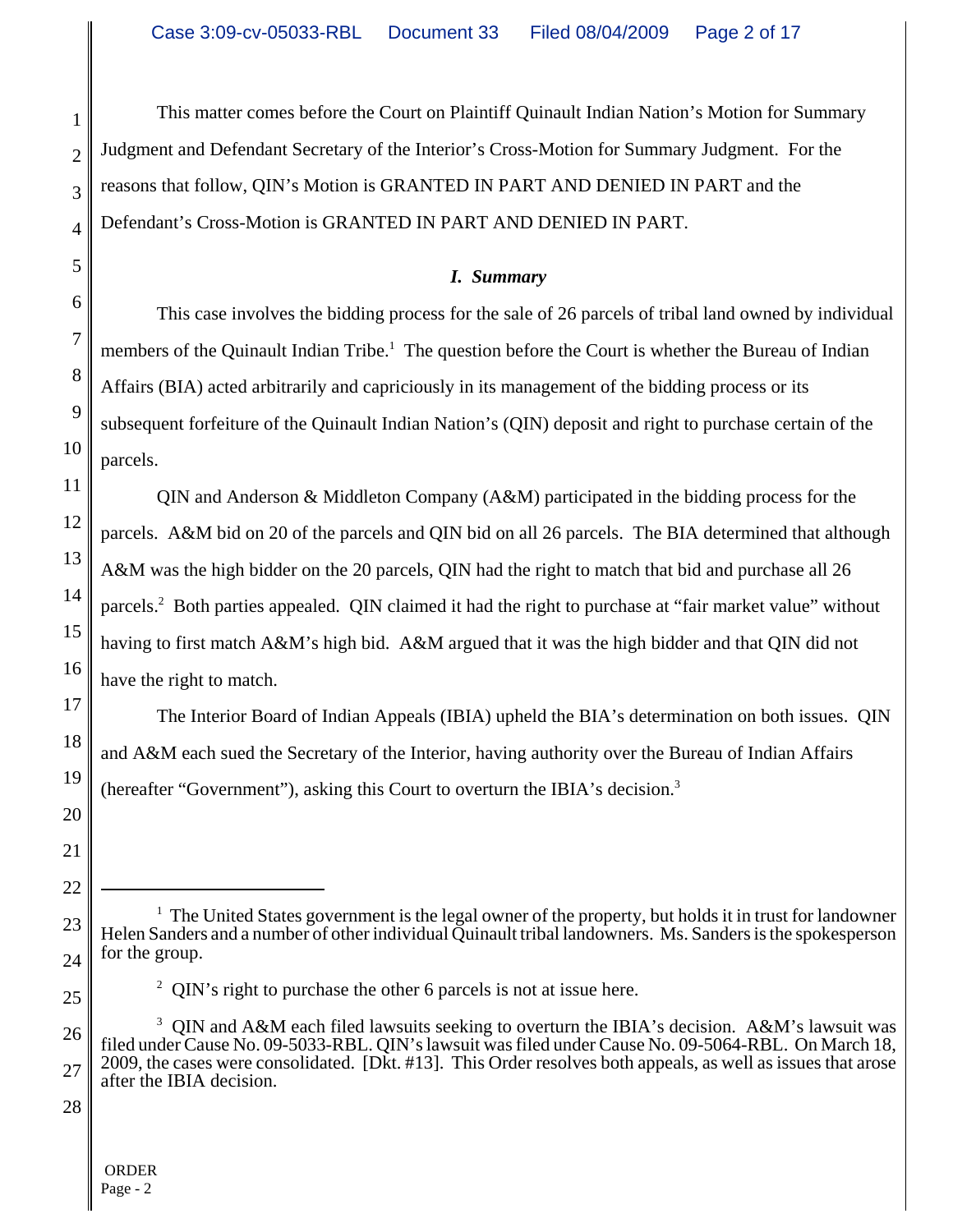This matter comes before the Court on Plaintiff Quinault Indian Nation's Motion for Summary Judgment and Defendant Secretary of the Interior's Cross-Motion for Summary Judgment. For the reasons that follow, QIN's Motion is GRANTED IN PART AND DENIED IN PART and the Defendant's Cross-Motion is GRANTED IN PART AND DENIED IN PART.

## *I. Summary*

This case involves the bidding process for the sale of 26 parcels of tribal land owned by individual members of the Quinault Indian Tribe.[1] The question before the Court is whether the Bureau of Indian Affairs (BIA) acted arbitrarily and capriciously in its management of the bidding process or its subsequent forfeiture of the Quinault Indian Nation's (QIN) deposit and right to purchase certain of the parcels.

QIN and Anderson & Middleton Company (A&M) participated in the bidding process for the parcels. A&M bid on 20 of the parcels and QIN bid on all 26 parcels. The BIA determined that although A&M was the high bidder on the 20 parcels, QIN had the right to match that bid and purchase all 26 parcels.[2] Both parties appealed. QIN claimed it had the right to purchase at "fair market value" without having to first match A&M's high bid. A&M argued that it was the high bidder and that QIN did not have the right to match.

The Interior Board of Indian Appeals (IBIA) upheld the BIA's determination on both issues. QIN and A&M each sued the Secretary of the Interior, having authority over the Bureau of Indian Affairs (hereafter "Government"), asking this Court to overturn the IBIA's decision.[3]

---

[1] The United States government is the legal owner of the property, but holds it in trust for landowner Helen Sanders and a number of other individual Quinault tribal landowners. Ms. Sanders is the spokesperson for the group.

[2] QIN's right to purchase the other 6 parcels is not at issue here.

[3] QIN and A&M each filed lawsuits seeking to overturn the IBIA's decision. A&M's lawsuit was filed under Cause No. 09-5033-RBL. QIN's lawsuit was filed under Cause No. 09-5064-RBL. On March 18, 2009, the cases were consolidated. [Dkt. #13]. This Order resolves both appeals, as well as issues that arose after the IBIA decision.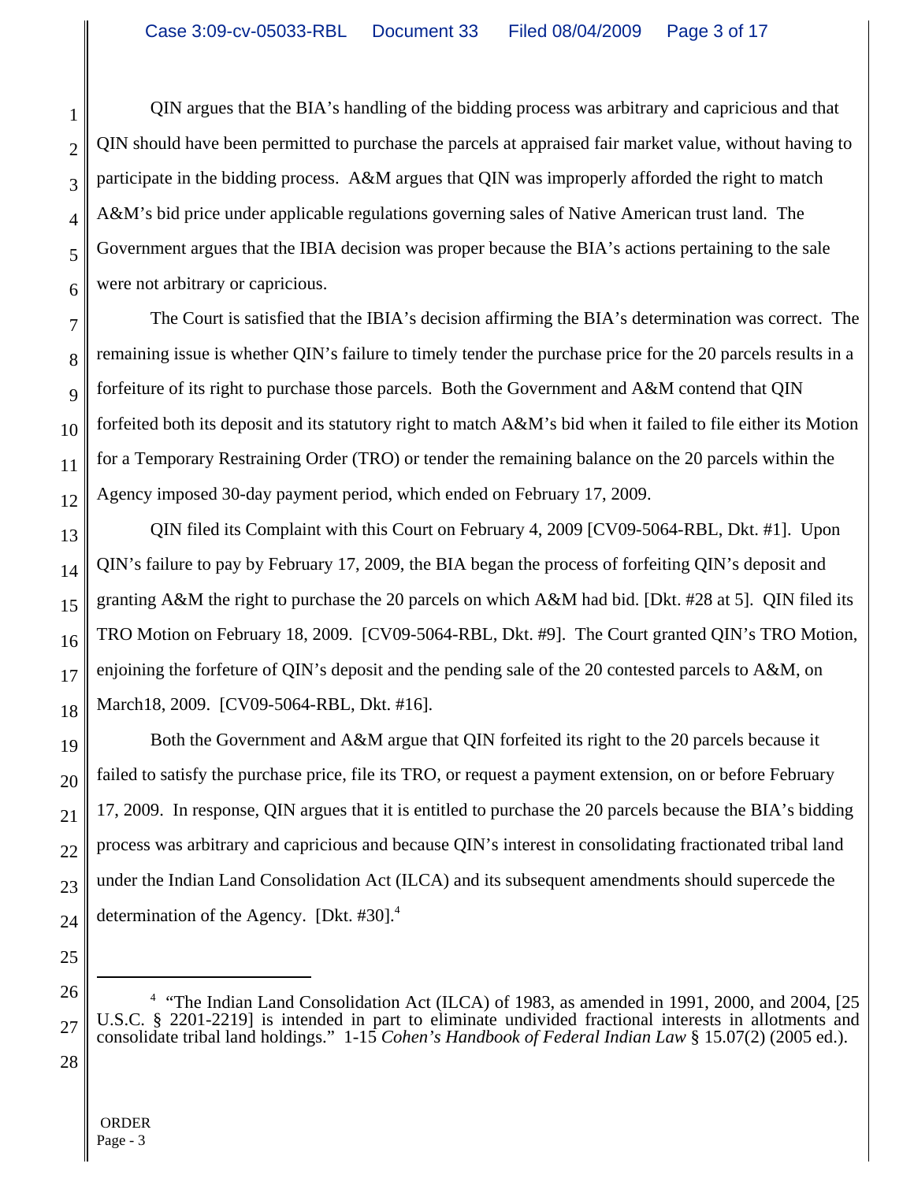QIN argues that the BIA's handling of the bidding process was arbitrary and capricious and that QIN should have been permitted to purchase the parcels at appraised fair market value, without having to participate in the bidding process. A&M argues that QIN was improperly afforded the right to match A&M's bid price under applicable regulations governing sales of Native American trust land. The Government argues that the IBIA decision was proper because the BIA's actions pertaining to the sale were not arbitrary or capricious.

The Court is satisfied that the IBIA's decision affirming the BIA's determination was correct. The remaining issue is whether QIN's failure to timely tender the purchase price for the 20 parcels results in a forfeiture of its right to purchase those parcels. Both the Government and A&M contend that QIN forfeited both its deposit and its statutory right to match A&M's bid when it failed to file either its Motion for a Temporary Restraining Order (TRO) or tender the remaining balance on the 20 parcels within the Agency imposed 30-day payment period, which ended on February 17, 2009.

QIN filed its Complaint with this Court on February 4, 2009 [CV09-5064-RBL, Dkt. #1]. Upon QIN's failure to pay by February 17, 2009, the BIA began the process of forfeiting QIN's deposit and granting A&M the right to purchase the 20 parcels on which A&M had bid. [Dkt. #28 at 5]. QIN filed its TRO Motion on February 18, 2009. [CV09-5064-RBL, Dkt. #9]. The Court granted QIN's TRO Motion, enjoining the forfeture of QIN's deposit and the pending sale of the 20 contested parcels to A&M, on March18, 2009. [CV09-5064-RBL, Dkt. #16].

Both the Government and A&M argue that QIN forfeited its right to the 20 parcels because it failed to satisfy the purchase price, file its TRO, or request a payment extension, on or before February 17, 2009. In response, QIN argues that it is entitled to purchase the 20 parcels because the BIA's bidding process was arbitrary and capricious and because QIN's interest in consolidating fractionated tribal land under the Indian Land Consolidation Act (ILCA) and its subsequent amendments should supercede the determination of the Agency. [Dkt. #30].[4]

---

[4] "The Indian Land Consolidation Act (ILCA) of 1983, as amended in 1991, 2000, and 2004, [25 U.S.C. § 2201-2219] is intended in part to eliminate undivided fractional interests in allotments and consolidate tribal land holdings." 1-15 *Cohen's Handbook of Federal Indian Law* § 15.07(2) (2005 ed.).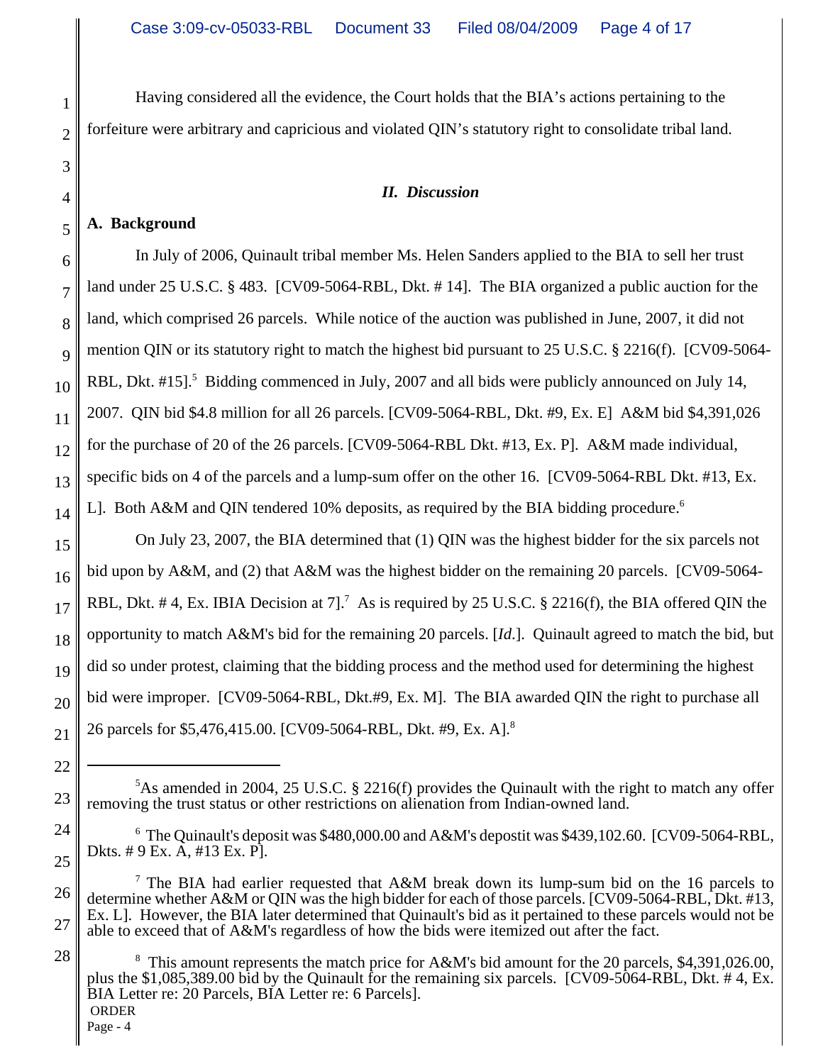Having considered all the evidence, the Court holds that the BIA's actions pertaining to the forfeiture were arbitrary and capricious and violated QIN's statutory right to consolidate tribal land.

## *II. Discussion*

### A. Background

In July of 2006, Quinault tribal member Ms. Helen Sanders applied to the BIA to sell her trust land under 25 U.S.C. § 483. [CV09-5064-RBL, Dkt. # 14]. The BIA organized a public auction for the land, which comprised 26 parcels. While notice of the auction was published in June, 2007, it did not mention QIN or its statutory right to match the highest bid pursuant to 25 U.S.C. § 2216(f). [CV09-5064-RBL, Dkt. #15].[5] Bidding commenced in July, 2007 and all bids were publicly announced on July 14, 2007. QIN bid $4.8 million for all 26 parcels. [CV09-5064-RBL, Dkt. #9, Ex. E] A&M bid $4,391,026 for the purchase of 20 of the 26 parcels. [CV09-5064-RBL Dkt. #13, Ex. P]. A&M made individual, specific bids on 4 of the parcels and a lump-sum offer on the other 16. [CV09-5064-RBL Dkt. #13, Ex. L]. Both A&M and QIN tendered 10% deposits, as required by the BIA bidding procedure.[6]

On July 23, 2007, the BIA determined that (1) QIN was the highest bidder for the six parcels not bid upon by A&M, and (2) that A&M was the highest bidder on the remaining 20 parcels. [CV09-5064-RBL, Dkt. # 4, Ex. IBIA Decision at 7].[7] As is required by 25 U.S.C. § 2216(f), the BIA offered QIN the opportunity to match A&M's bid for the remaining 20 parcels. [*Id.*]. Quinault agreed to match the bid, but did so under protest, claiming that the bidding process and the method used for determining the highest bid were improper. [CV09-5064-RBL, Dkt.#9, Ex. M]. The BIA awarded QIN the right to purchase all 26 parcels for $5,476,415.00. [CV09-5064-RBL, Dkt. #9, Ex. A].[8]

---

[5] As amended in 2004, 25 U.S.C. § 2216(f) provides the Quinault with the right to match any offer removing the trust status or other restrictions on alienation from Indian-owned land.

[6] The Quinault's deposit was $480,000.00 and A&M's depostit was $439,102.60. [CV09-5064-RBL, Dkts. # 9 Ex. A, #13 Ex. P].

[7] The BIA had earlier requested that A&M break down its lump-sum bid on the 16 parcels to determine whether A&M or QIN was the high bidder for each of those parcels. [CV09-5064-RBL, Dkt. #13, Ex. L]. However, the BIA later determined that Quinault's bid as it pertained to these parcels would not be able to exceed that of A&M's regardless of how the bids were itemized out after the fact.

[8] This amount represents the match price for A&M's bid amount for the 20 parcels, $4,391,026.00, plus the $1,085,389.00 bid by the Quinault for the remaining six parcels. [CV09-5064-RBL, Dkt. # 4, Ex. BIA Letter re: 20 Parcels, BIA Letter re: 6 Parcels].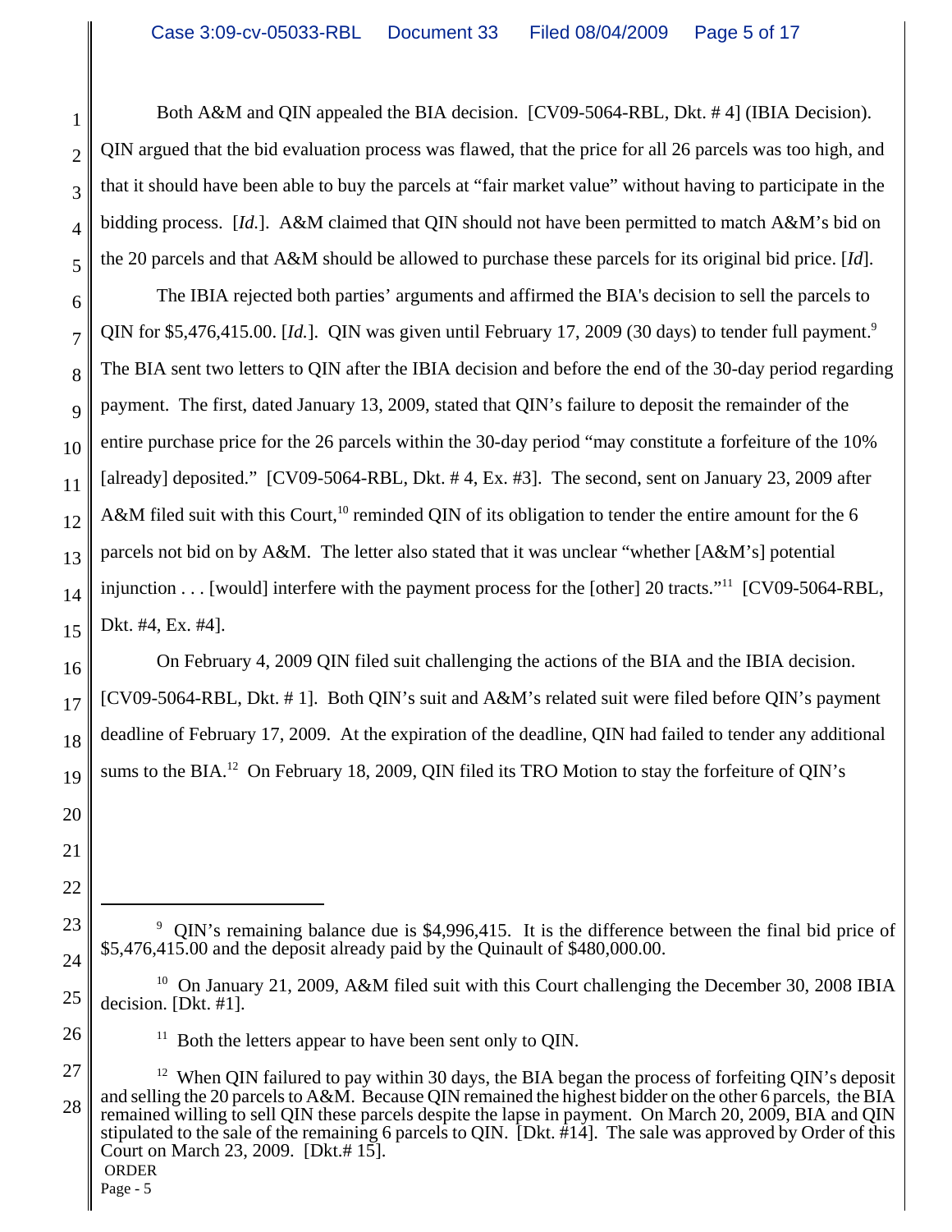Both A&M and QIN appealed the BIA decision. [CV09-5064-RBL, Dkt. # 4] (IBIA Decision). QIN argued that the bid evaluation process was flawed, that the price for all 26 parcels was too high, and that it should have been able to buy the parcels at "fair market value" without having to participate in the bidding process. [*Id.*]. A&M claimed that QIN should not have been permitted to match A&M's bid on the 20 parcels and that A&M should be allowed to purchase these parcels for its original bid price. [*Id*].

The IBIA rejected both parties' arguments and affirmed the BIA's decision to sell the parcels to QIN for $5,476,415.00. [*Id.*]. QIN was given until February 17, 2009 (30 days) to tender full payment.[9] The BIA sent two letters to QIN after the IBIA decision and before the end of the 30-day period regarding payment. The first, dated January 13, 2009, stated that QIN's failure to deposit the remainder of the entire purchase price for the 26 parcels within the 30-day period "may constitute a forfeiture of the 10% [already] deposited." [CV09-5064-RBL, Dkt. # 4, Ex. #3]. The second, sent on January 23, 2009 after A&M filed suit with this Court,[10] reminded QIN of its obligation to tender the entire amount for the 6 parcels not bid on by A&M. The letter also stated that it was unclear "whether [A&M's] potential injunction . . . [would] interfere with the payment process for the [other] 20 tracts."[11] [CV09-5064-RBL, Dkt. #4, Ex. #4].

On February 4, 2009 QIN filed suit challenging the actions of the BIA and the IBIA decision. [CV09-5064-RBL, Dkt. # 1]. Both QIN's suit and A&M's related suit were filed before QIN's payment deadline of February 17, 2009. At the expiration of the deadline, QIN had failed to tender any additional sums to the BIA.[12] On February 18, 2009, QIN filed its TRO Motion to stay the forfeiture of QIN's

---

[9] QIN's remaining balance due is $4,996,415. It is the difference between the final bid price of $5,476,415.00 and the deposit already paid by the Quinault of $480,000.00.

[10] On January 21, 2009, A&M filed suit with this Court challenging the December 30, 2008 IBIA decision. [Dkt. #1].

[11] Both the letters appear to have been sent only to QIN.

[12] When QIN failured to pay within 30 days, the BIA began the process of forfeiting QIN's deposit and selling the 20 parcels to A&M. Because QIN remained the highest bidder on the other 6 parcels, the BIA remained willing to sell QIN these parcels despite the lapse in payment. On March 20, 2009, BIA and QIN stipulated to the sale of the remaining 6 parcels to QIN. [Dkt. #14]. The sale was approved by Order of this Court on March 23, 2009. [Dkt.# 15].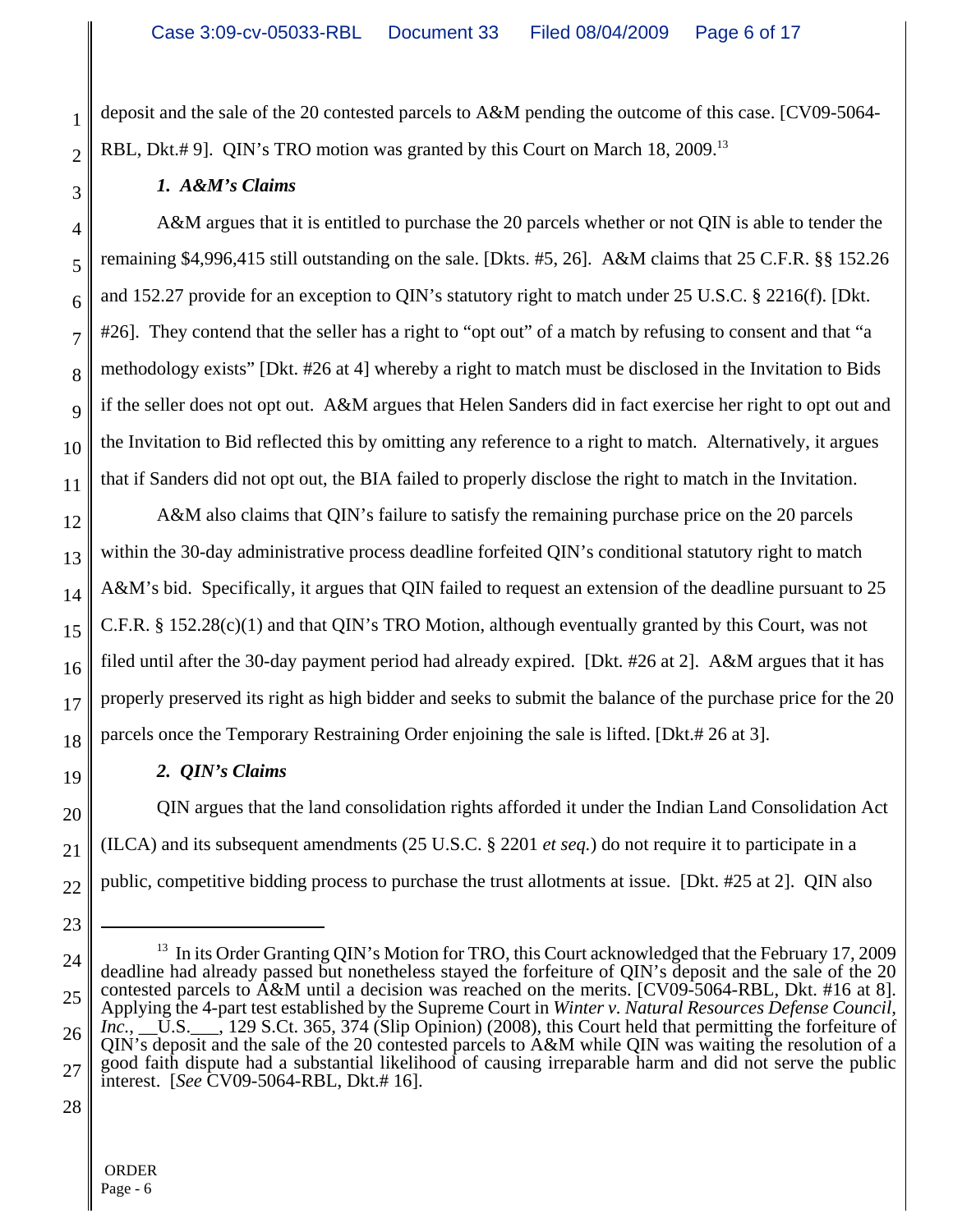deposit and the sale of the 20 contested parcels to A&M pending the outcome of this case. [CV09-5064-RBL, Dkt.# 9]. QIN's TRO motion was granted by this Court on March 18, 2009.[13]

### *1. A&M's Claims*

A&M argues that it is entitled to purchase the 20 parcels whether or not QIN is able to tender the remaining $4,996,415 still outstanding on the sale. [Dkts. #5, 26]. A&M claims that 25 C.F.R. §§ 152.26 and 152.27 provide for an exception to QIN's statutory right to match under 25 U.S.C. § 2216(f). [Dkt. #26]. They contend that the seller has a right to "opt out" of a match by refusing to consent and that "a methodology exists" [Dkt. #26 at 4] whereby a right to match must be disclosed in the Invitation to Bids if the seller does not opt out. A&M argues that Helen Sanders did in fact exercise her right to opt out and the Invitation to Bid reflected this by omitting any reference to a right to match. Alternatively, it argues that if Sanders did not opt out, the BIA failed to properly disclose the right to match in the Invitation.

A&M also claims that QIN's failure to satisfy the remaining purchase price on the 20 parcels within the 30-day administrative process deadline forfeited QIN's conditional statutory right to match A&M's bid. Specifically, it argues that QIN failed to request an extension of the deadline pursuant to 25 C.F.R. § 152.28(c)(1) and that QIN's TRO Motion, although eventually granted by this Court, was not filed until after the 30-day payment period had already expired. [Dkt. #26 at 2]. A&M argues that it has properly preserved its right as high bidder and seeks to submit the balance of the purchase price for the 20 parcels once the Temporary Restraining Order enjoining the sale is lifted. [Dkt.# 26 at 3].

### *2. QIN's Claims*

QIN argues that the land consolidation rights afforded it under the Indian Land Consolidation Act (ILCA) and its subsequent amendments (25 U.S.C. § 2201 *et seq.*) do not require it to participate in a public, competitive bidding process to purchase the trust allotments at issue. [Dkt. #25 at 2]. QIN also

---

[13] In its Order Granting QIN's Motion for TRO, this Court acknowledged that the February 17, 2009 deadline had already passed but nonetheless stayed the forfeiture of QIN's deposit and the sale of the 20 contested parcels to A&M until a decision was reached on the merits. [CV09-5064-RBL, Dkt. #16 at 8]. Applying the 4-part test established by the Supreme Court in *Winter v. Natural Resources Defense Council, Inc.*, __U.S.___, 129 S.Ct. 365, 374 (Slip Opinion) (2008), this Court held that permitting the forfeiture of QIN's deposit and the sale of the 20 contested parcels to A&M while QIN was waiting the resolution of a good faith dispute had a substantial likelihood of causing irreparable harm and did not serve the public interest. [*See* CV09-5064-RBL, Dkt.# 16].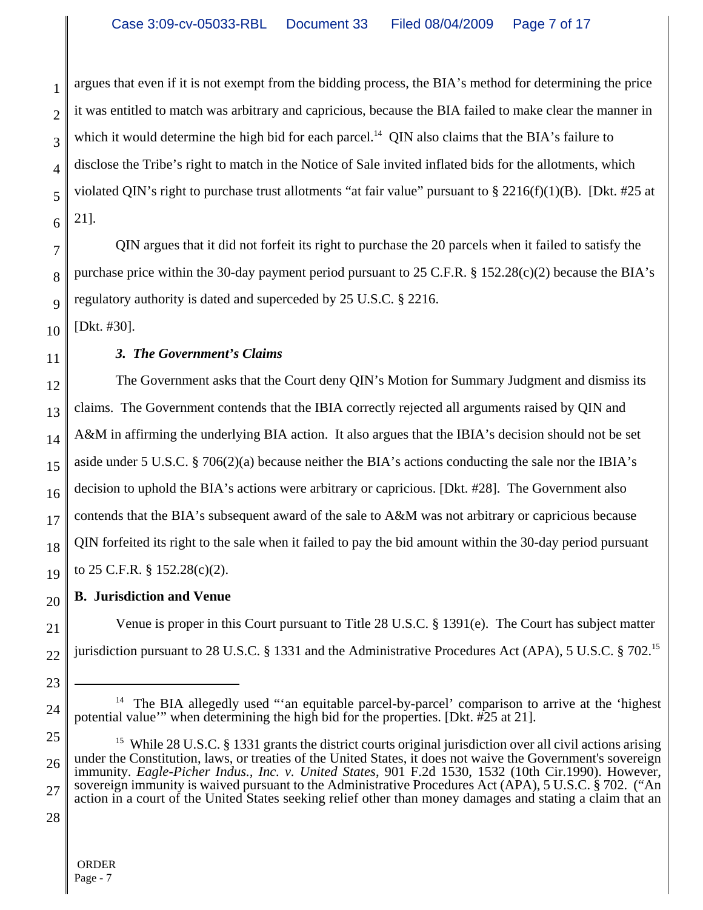argues that even if it is not exempt from the bidding process, the BIA's method for determining the price it was entitled to match was arbitrary and capricious, because the BIA failed to make clear the manner in which it would determine the high bid for each parcel.[14] QIN also claims that the BIA's failure to disclose the Tribe's right to match in the Notice of Sale invited inflated bids for the allotments, which violated QIN's right to purchase trust allotments "at fair value" pursuant to § 2216(f)(1)(B). [Dkt. #25 at 21].

QIN argues that it did not forfeit its right to purchase the 20 parcels when it failed to satisfy the purchase price within the 30-day payment period pursuant to 25 C.F.R. § 152.28(c)(2) because the BIA's regulatory authority is dated and superceded by 25 U.S.C. § 2216.
[Dkt. #30].

### *3. The Government's Claims*

The Government asks that the Court deny QIN's Motion for Summary Judgment and dismiss its claims. The Government contends that the IBIA correctly rejected all arguments raised by QIN and A&M in affirming the underlying BIA action. It also argues that the IBIA's decision should not be set aside under 5 U.S.C. § 706(2)(a) because neither the BIA's actions conducting the sale nor the IBIA's decision to uphold the BIA's actions were arbitrary or capricious. [Dkt. #28]. The Government also contends that the BIA's subsequent award of the sale to A&M was not arbitrary or capricious because QIN forfeited its right to the sale when it failed to pay the bid amount within the 30-day period pursuant to 25 C.F.R. § 152.28(c)(2).

## B. Jurisdiction and Venue

Venue is proper in this Court pursuant to Title 28 U.S.C. § 1391(e). The Court has subject matter jurisdiction pursuant to 28 U.S.C. § 1331 and the Administrative Procedures Act (APA), 5 U.S.C. § 702.[15]

---

[14] The BIA allegedly used "'an equitable parcel-by-parcel' comparison to arrive at the 'highest potential value'" when determining the high bid for the properties. [Dkt. #25 at 21].

[15] While 28 U.S.C. § 1331 grants the district courts original jurisdiction over all civil actions arising under the Constitution, laws, or treaties of the United States, it does not waive the Government's sovereign immunity. *Eagle-Picher Indus., Inc. v. United States*, 901 F.2d 1530, 1532 (10th Cir.1990). However, sovereign immunity is waived pursuant to the Administrative Procedures Act (APA), 5 U.S.C. § 702. ("An action in a court of the United States seeking relief other than money damages and stating a claim that an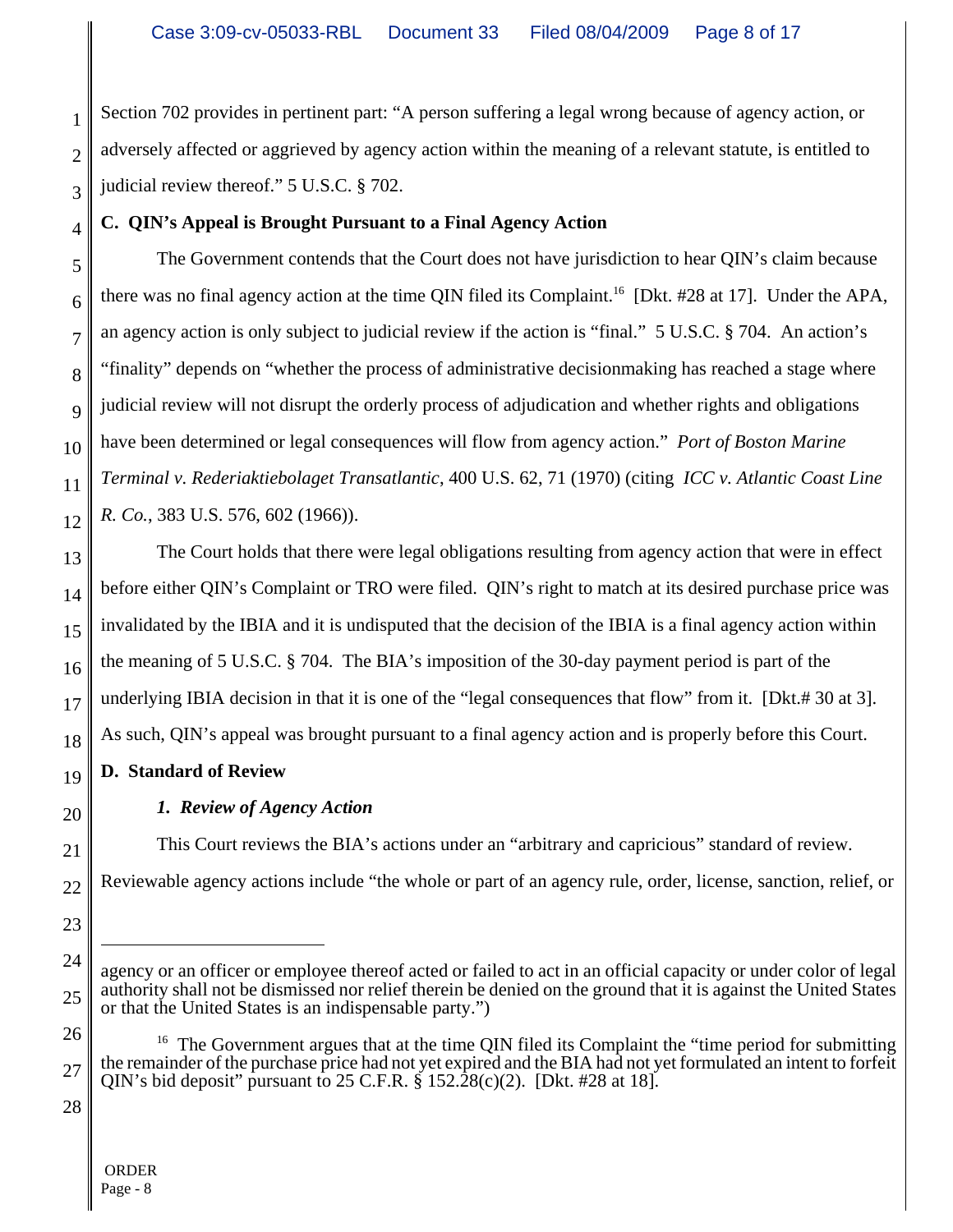Section 702 provides in pertinent part: "A person suffering a legal wrong because of agency action, or adversely affected or aggrieved by agency action within the meaning of a relevant statute, is entitled to judicial review thereof." 5 U.S.C. § 702.

**C. QIN's Appeal is Brought Pursuant to a Final Agency Action**

The Government contends that the Court does not have jurisdiction to hear QIN's claim because there was no final agency action at the time QIN filed its Complaint.[16] [Dkt. #28 at 17]. Under the APA, an agency action is only subject to judicial review if the action is "final." 5 U.S.C. § 704. An action's "finality" depends on "whether the process of administrative decisionmaking has reached a stage where judicial review will not disrupt the orderly process of adjudication and whether rights and obligations have been determined or legal consequences will flow from agency action." *Port of Boston Marine Terminal v. Rederiaktiebolaget Transatlantic*, 400 U.S. 62, 71 (1970) (citing *ICC v. Atlantic Coast Line R. Co.*, 383 U.S. 576, 602 (1966)).

The Court holds that there were legal obligations resulting from agency action that were in effect before either QIN's Complaint or TRO were filed. QIN's right to match at its desired purchase price was invalidated by the IBIA and it is undisputed that the decision of the IBIA is a final agency action within the meaning of 5 U.S.C. § 704. The BIA's imposition of the 30-day payment period is part of the underlying IBIA decision in that it is one of the "legal consequences that flow" from it. [Dkt.# 30 at 3]. As such, QIN's appeal was brought pursuant to a final agency action and is properly before this Court.

**D. Standard of Review**

***1. Review of Agency Action***

This Court reviews the BIA's actions under an "arbitrary and capricious" standard of review. Reviewable agency actions include "the whole or part of an agency rule, order, license, sanction, relief, or

---

agency or an officer or employee thereof acted or failed to act in an official capacity or under color of legal authority shall not be dismissed nor relief therein be denied on the ground that it is against the United States or that the United States is an indispensable party.")

[16] The Government argues that at the time QIN filed its Complaint the "time period for submitting the remainder of the purchase price had not yet expired and the BIA had not yet formulated an intent to forfeit QIN's bid deposit" pursuant to 25 C.F.R. § 152.28(c)(2). [Dkt. #28 at 18].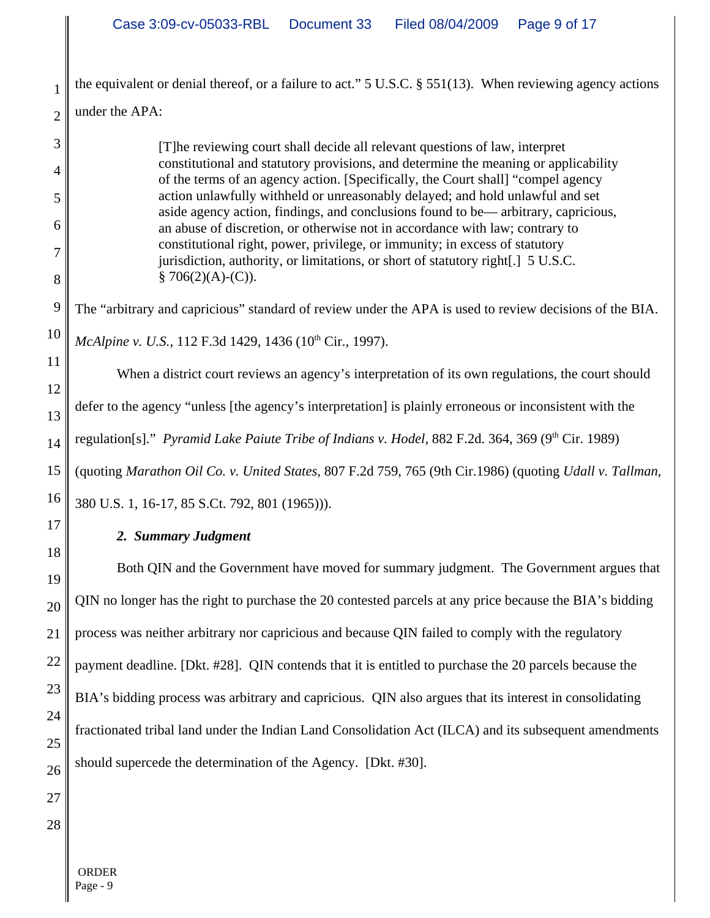the equivalent or denial thereof, or a failure to act." 5 U.S.C. § 551(13). When reviewing agency actions under the APA:

> [T]he reviewing court shall decide all relevant questions of law, interpret constitutional and statutory provisions, and determine the meaning or applicability of the terms of an agency action. [Specifically, the Court shall] "compel agency action unlawfully withheld or unreasonably delayed; and hold unlawful and set aside agency action, findings, and conclusions found to be— arbitrary, capricious, an abuse of discretion, or otherwise not in accordance with law; contrary to constitutional right, power, privilege, or immunity; in excess of statutory jurisdiction, authority, or limitations, or short of statutory right[.] 5 U.S.C. § 706(2)(A)-(C)).

The "arbitrary and capricious" standard of review under the APA is used to review decisions of the BIA. *McAlpine v. U.S.*, 112 F.3d 1429, 1436 (10th Cir., 1997).

When a district court reviews an agency's interpretation of its own regulations, the court should defer to the agency "unless [the agency's interpretation] is plainly erroneous or inconsistent with the regulation[s]." *Pyramid Lake Paiute Tribe of Indians v. Hodel*, 882 F.2d. 364, 369 (9th Cir. 1989) (quoting *Marathon Oil Co. v. United States*, 807 F.2d 759, 765 (9th Cir.1986) (quoting *Udall v. Tallman*, 380 U.S. 1, 16-17, 85 S.Ct. 792, 801 (1965))).

***2. Summary Judgment***

Both QIN and the Government have moved for summary judgment. The Government argues that QIN no longer has the right to purchase the 20 contested parcels at any price because the BIA's bidding process was neither arbitrary nor capricious and because QIN failed to comply with the regulatory payment deadline. [Dkt. #28]. QIN contends that it is entitled to purchase the 20 parcels because the BIA's bidding process was arbitrary and capricious. QIN also argues that its interest in consolidating fractionated tribal land under the Indian Land Consolidation Act (ILCA) and its subsequent amendments should supercede the determination of the Agency. [Dkt. #30].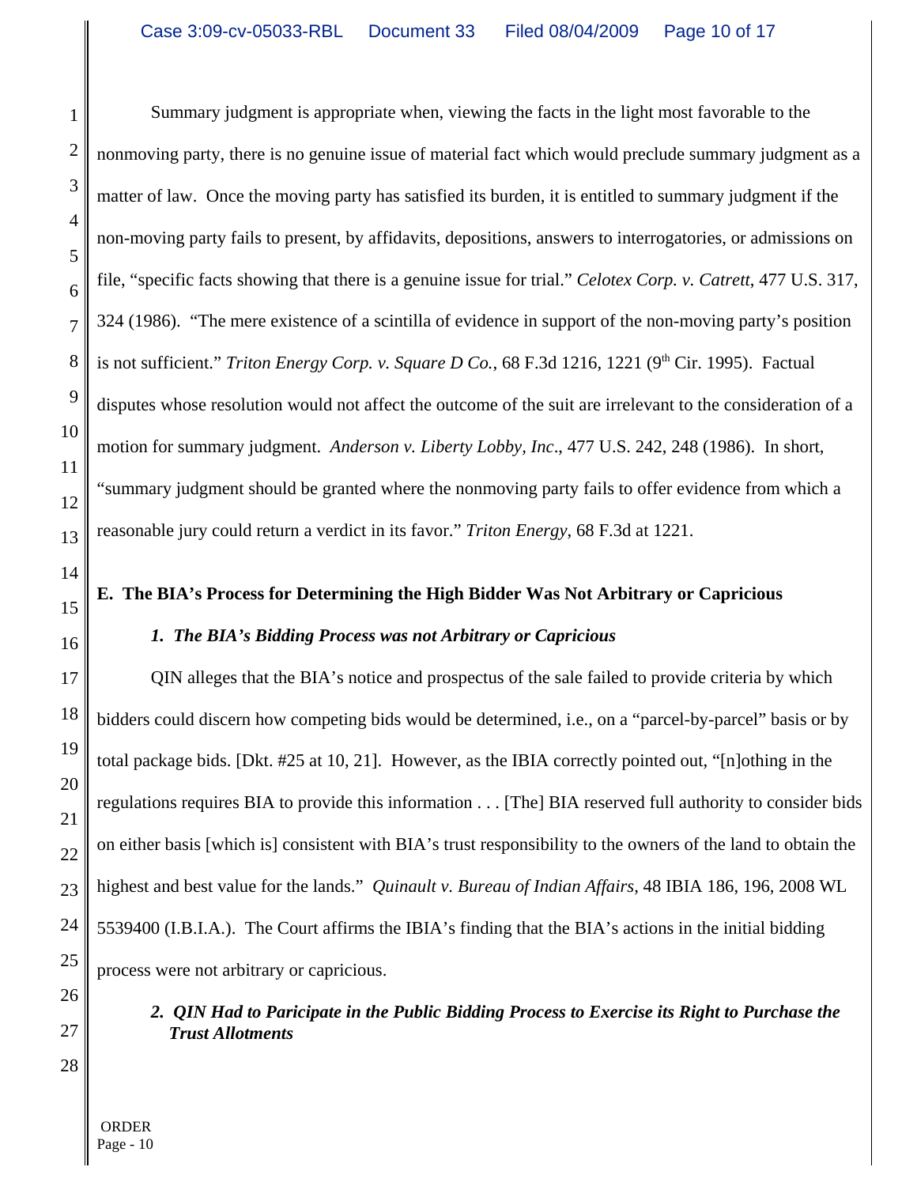Summary judgment is appropriate when, viewing the facts in the light most favorable to the nonmoving party, there is no genuine issue of material fact which would preclude summary judgment as a matter of law. Once the moving party has satisfied its burden, it is entitled to summary judgment if the non-moving party fails to present, by affidavits, depositions, answers to interrogatories, or admissions on file, "specific facts showing that there is a genuine issue for trial." *Celotex Corp. v. Catrett*, 477 U.S. 317, 324 (1986). "The mere existence of a scintilla of evidence in support of the non-moving party's position is not sufficient." *Triton Energy Corp. v. Square D Co.*, 68 F.3d 1216, 1221 (9th Cir. 1995). Factual disputes whose resolution would not affect the outcome of the suit are irrelevant to the consideration of a motion for summary judgment. *Anderson v. Liberty Lobby, Inc*., 477 U.S. 242, 248 (1986). In short, "summary judgment should be granted where the nonmoving party fails to offer evidence from which a reasonable jury could return a verdict in its favor." *Triton Energy*, 68 F.3d at 1221.

**E. The BIA's Process for Determining the High Bidder Was Not Arbitrary or Capricious**

***1. The BIA's Bidding Process was not Arbitrary or Capricious***

QIN alleges that the BIA's notice and prospectus of the sale failed to provide criteria by which bidders could discern how competing bids would be determined, i.e., on a "parcel-by-parcel" basis or by total package bids. [Dkt. #25 at 10, 21]. However, as the IBIA correctly pointed out, "[n]othing in the regulations requires BIA to provide this information . . . [The] BIA reserved full authority to consider bids on either basis [which is] consistent with BIA's trust responsibility to the owners of the land to obtain the highest and best value for the lands." *Quinault v. Bureau of Indian Affairs*, 48 IBIA 186, 196, 2008 WL 5539400 (I.B.I.A.). The Court affirms the IBIA's finding that the BIA's actions in the initial bidding process were not arbitrary or capricious.

***2. QIN Had to Paricipate in the Public Bidding Process to Exercise its Right to Purchase the Trust Allotments***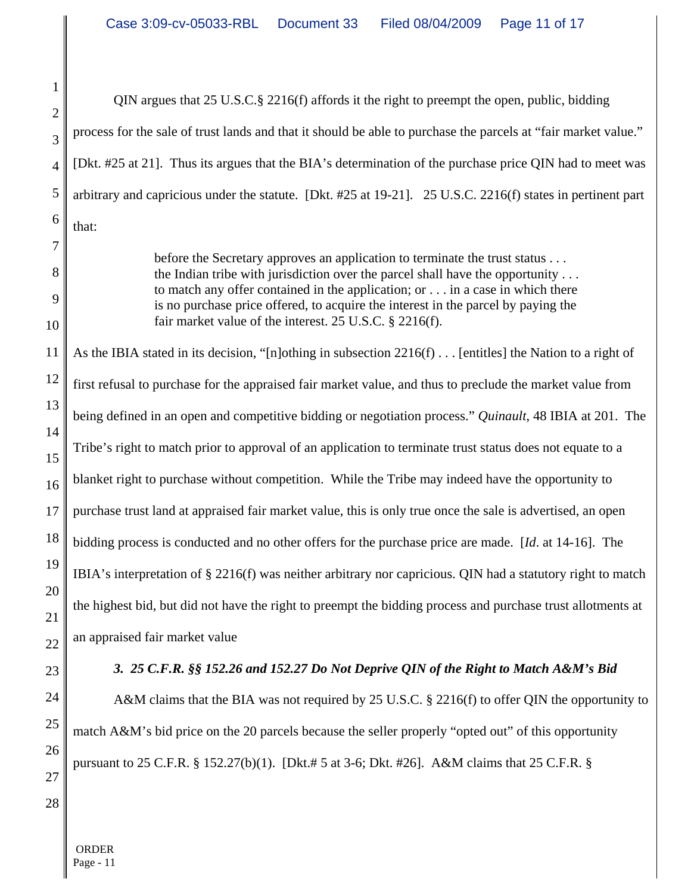QIN argues that 25 U.S.C.§ 2216(f) affords it the right to preempt the open, public, bidding process for the sale of trust lands and that it should be able to purchase the parcels at "fair market value." [Dkt. #25 at 21]. Thus its argues that the BIA's determination of the purchase price QIN had to meet was arbitrary and capricious under the statute. [Dkt. #25 at 19-21]. 25 U.S.C. 2216(f) states in pertinent part that:

> before the Secretary approves an application to terminate the trust status . . . the Indian tribe with jurisdiction over the parcel shall have the opportunity . . . to match any offer contained in the application; or . . . in a case in which there is no purchase price offered, to acquire the interest in the parcel by paying the fair market value of the interest. 25 U.S.C. § 2216(f).

As the IBIA stated in its decision, "[n]othing in subsection 2216(f) . . . [entitles] the Nation to a right of first refusal to purchase for the appraised fair market value, and thus to preclude the market value from being defined in an open and competitive bidding or negotiation process." *Quinault*, 48 IBIA at 201. The Tribe's right to match prior to approval of an application to terminate trust status does not equate to a blanket right to purchase without competition. While the Tribe may indeed have the opportunity to purchase trust land at appraised fair market value, this is only true once the sale is advertised, an open bidding process is conducted and no other offers for the purchase price are made. [*Id*. at 14-16]. The IBIA's interpretation of § 2216(f) was neither arbitrary nor capricious. QIN had a statutory right to match the highest bid, but did not have the right to preempt the bidding process and purchase trust allotments at an appraised fair market value

***3. 25 C.F.R. §§ 152.26 and 152.27 Do Not Deprive QIN of the Right to Match A&M's Bid***

A&M claims that the BIA was not required by 25 U.S.C. § 2216(f) to offer QIN the opportunity to match A&M's bid price on the 20 parcels because the seller properly "opted out" of this opportunity pursuant to 25 C.F.R. § 152.27(b)(1). [Dkt.# 5 at 3-6; Dkt. #26]. A&M claims that 25 C.F.R. §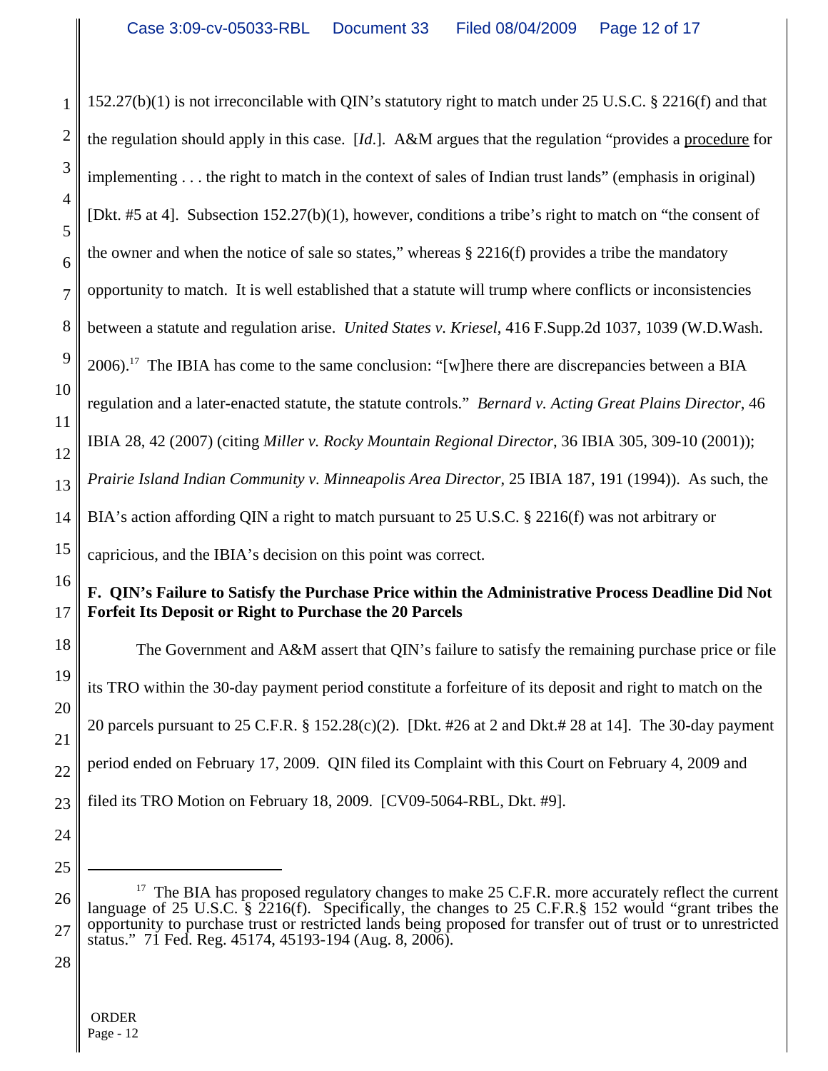152.27(b)(1) is not irreconcilable with QIN's statutory right to match under 25 U.S.C. § 2216(f) and that the regulation should apply in this case. [*Id.*]. A&M argues that the regulation "provides a procedure for implementing . . . the right to match in the context of sales of Indian trust lands" (emphasis in original) [Dkt. #5 at 4]. Subsection 152.27(b)(1), however, conditions a tribe's right to match on "the consent of the owner and when the notice of sale so states," whereas § 2216(f) provides a tribe the mandatory opportunity to match. It is well established that a statute will trump where conflicts or inconsistencies between a statute and regulation arise. *United States v. Kriesel*, 416 F.Supp.2d 1037, 1039 (W.D.Wash. 2006).[17] The IBIA has come to the same conclusion: "[w]here there are discrepancies between a BIA regulation and a later-enacted statute, the statute controls." *Bernard v. Acting Great Plains Director*, 46 IBIA 28, 42 (2007) (citing *Miller v. Rocky Mountain Regional Director*, 36 IBIA 305, 309-10 (2001)); *Prairie Island Indian Community v. Minneapolis Area Director*, 25 IBIA 187, 191 (1994)). As such, the BIA's action affording QIN a right to match pursuant to 25 U.S.C. § 2216(f) was not arbitrary or capricious, and the IBIA's decision on this point was correct.

**F. QIN's Failure to Satisfy the Purchase Price within the Administrative Process Deadline Did Not Forfeit Its Deposit or Right to Purchase the 20 Parcels**

The Government and A&M assert that QIN's failure to satisfy the remaining purchase price or file its TRO within the 30-day payment period constitute a forfeiture of its deposit and right to match on the 20 parcels pursuant to 25 C.F.R. § 152.28(c)(2). [Dkt. #26 at 2 and Dkt.# 28 at 14]. The 30-day payment period ended on February 17, 2009. QIN filed its Complaint with this Court on February 4, 2009 and filed its TRO Motion on February 18, 2009. [CV09-5064-RBL, Dkt. #9].

---

[17] The BIA has proposed regulatory changes to make 25 C.F.R. more accurately reflect the current language of 25 U.S.C. § 2216(f). Specifically, the changes to 25 C.F.R.§ 152 would "grant tribes the opportunity to purchase trust or restricted lands being proposed for transfer out of trust or to unrestricted status." 71 Fed. Reg. 45174, 45193-194 (Aug. 8, 2006).

ORDER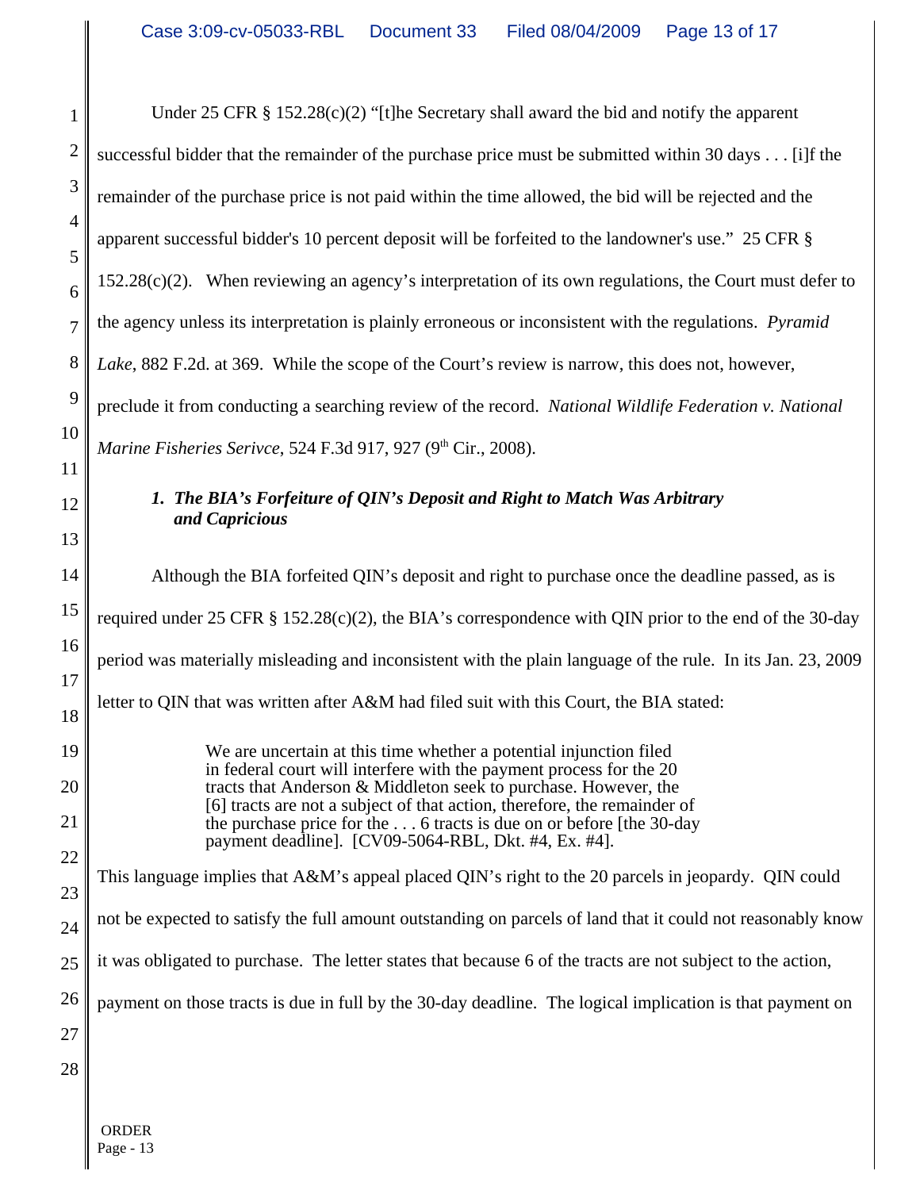Under 25 CFR § 152.28(c)(2) "[t]he Secretary shall award the bid and notify the apparent successful bidder that the remainder of the purchase price must be submitted within 30 days . . . [i]f the remainder of the purchase price is not paid within the time allowed, the bid will be rejected and the apparent successful bidder's 10 percent deposit will be forfeited to the landowner's use." 25 CFR § 152.28(c)(2). When reviewing an agency's interpretation of its own regulations, the Court must defer to the agency unless its interpretation is plainly erroneous or inconsistent with the regulations. *Pyramid Lake*, 882 F.2d. at 369. While the scope of the Court's review is narrow, this does not, however, preclude it from conducting a searching review of the record. *National Wildlife Federation v. National Marine Fisheries Serivce*, 524 F.3d 917, 927 (9th Cir., 2008).

***1. The BIA's Forfeiture of QIN's Deposit and Right to Match Was Arbitrary and Capricious***

Although the BIA forfeited QIN's deposit and right to purchase once the deadline passed, as is required under 25 CFR § 152.28(c)(2), the BIA's correspondence with QIN prior to the end of the 30-day period was materially misleading and inconsistent with the plain language of the rule. In its Jan. 23, 2009 letter to QIN that was written after A&M had filed suit with this Court, the BIA stated:

> We are uncertain at this time whether a potential injunction filed in federal court will interfere with the payment process for the 20 tracts that Anderson & Middleton seek to purchase. However, the [6] tracts are not a subject of that action, therefore, the remainder of the purchase price for the . . . 6 tracts is due on or before [the 30-day payment deadline]. [CV09-5064-RBL, Dkt. #4, Ex. #4].

This language implies that A&M's appeal placed QIN's right to the 20 parcels in jeopardy. QIN could not be expected to satisfy the full amount outstanding on parcels of land that it could not reasonably know it was obligated to purchase. The letter states that because 6 of the tracts are not subject to the action, payment on those tracts is due in full by the 30-day deadline. The logical implication is that payment on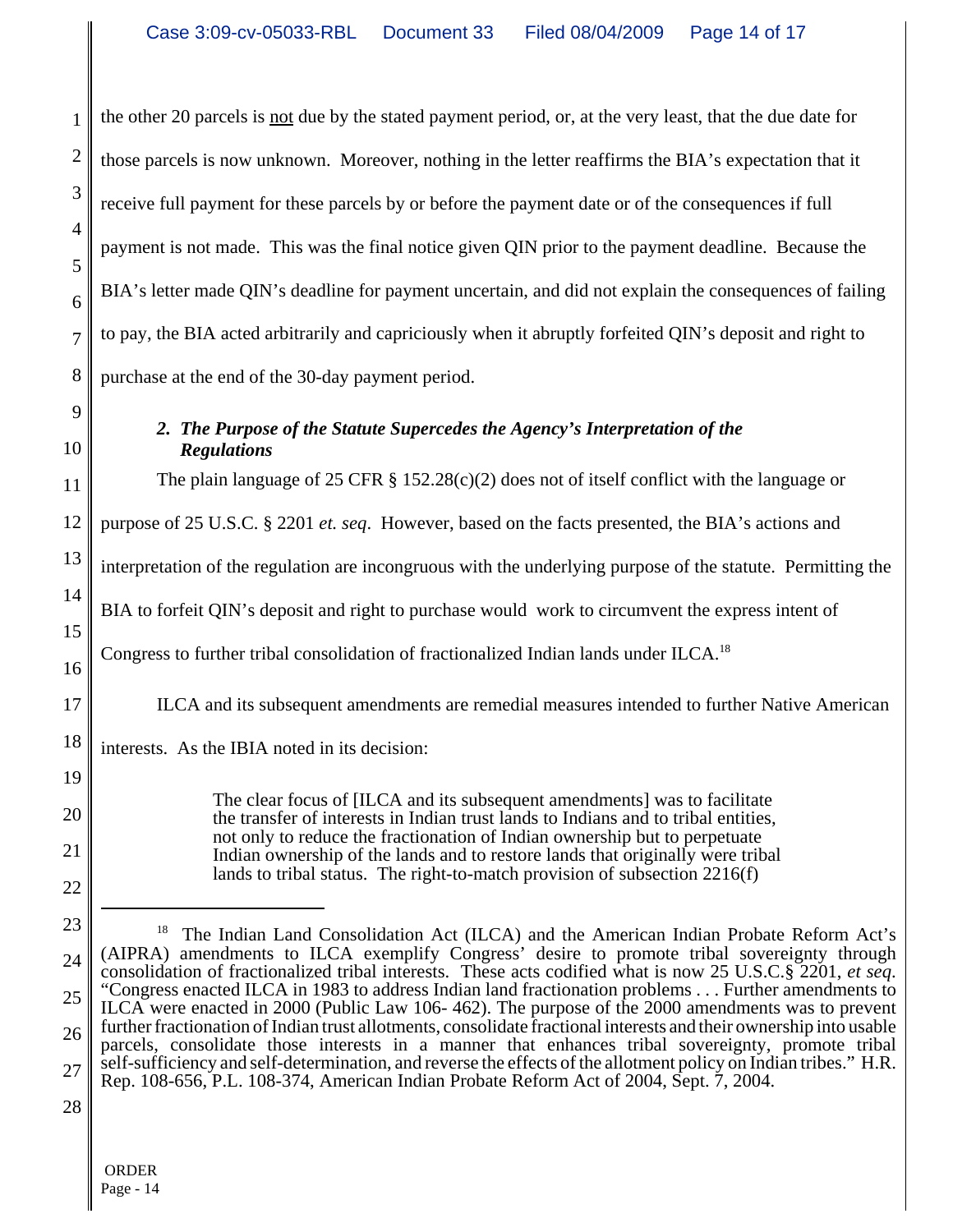the other 20 parcels is not due by the stated payment period, or, at the very least, that the due date for those parcels is now unknown. Moreover, nothing in the letter reaffirms the BIA's expectation that it receive full payment for these parcels by or before the payment date or of the consequences if full payment is not made. This was the final notice given QIN prior to the payment deadline. Because the BIA's letter made QIN's deadline for payment uncertain, and did not explain the consequences of failing to pay, the BIA acted arbitrarily and capriciously when it abruptly forfeited QIN's deposit and right to purchase at the end of the 30-day payment period.

### *2. The Purpose of the Statute Supercedes the Agency's Interpretation of the Regulations*

The plain language of 25 CFR § 152.28(c)(2) does not of itself conflict with the language or purpose of 25 U.S.C. § 2201 *et. seq*. However, based on the facts presented, the BIA's actions and interpretation of the regulation are incongruous with the underlying purpose of the statute. Permitting the BIA to forfeit QIN's deposit and right to purchase would work to circumvent the express intent of Congress to further tribal consolidation of fractionalized Indian lands under ILCA.[18]

ILCA and its subsequent amendments are remedial measures intended to further Native American interests. As the IBIA noted in its decision:

> The clear focus of [ILCA and its subsequent amendments] was to facilitate the transfer of interests in Indian trust lands to Indians and to tribal entities, not only to reduce the fractionation of Indian ownership but to perpetuate Indian ownership of the lands and to restore lands that originally were tribal lands to tribal status. The right-to-match provision of subsection 2216(f)

---

[18] The Indian Land Consolidation Act (ILCA) and the American Indian Probate Reform Act's (AIPRA) amendments to ILCA exemplify Congress' desire to promote tribal sovereignty through consolidation of fractionalized tribal interests. These acts codified what is now 25 U.S.C.§ 2201, *et seq*. "Congress enacted ILCA in 1983 to address Indian land fractionation problems . . . Further amendments to ILCA were enacted in 2000 (Public Law 106- 462). The purpose of the 2000 amendments was to prevent further fractionation of Indian trust allotments, consolidate fractional interests and their ownership into usable parcels, consolidate those interests in a manner that enhances tribal sovereignty, promote tribal self-sufficiency and self-determination, and reverse the effects of the allotment policy on Indian tribes." H.R. Rep. 108-656, P.L. 108-374, American Indian Probate Reform Act of 2004, Sept. 7, 2004.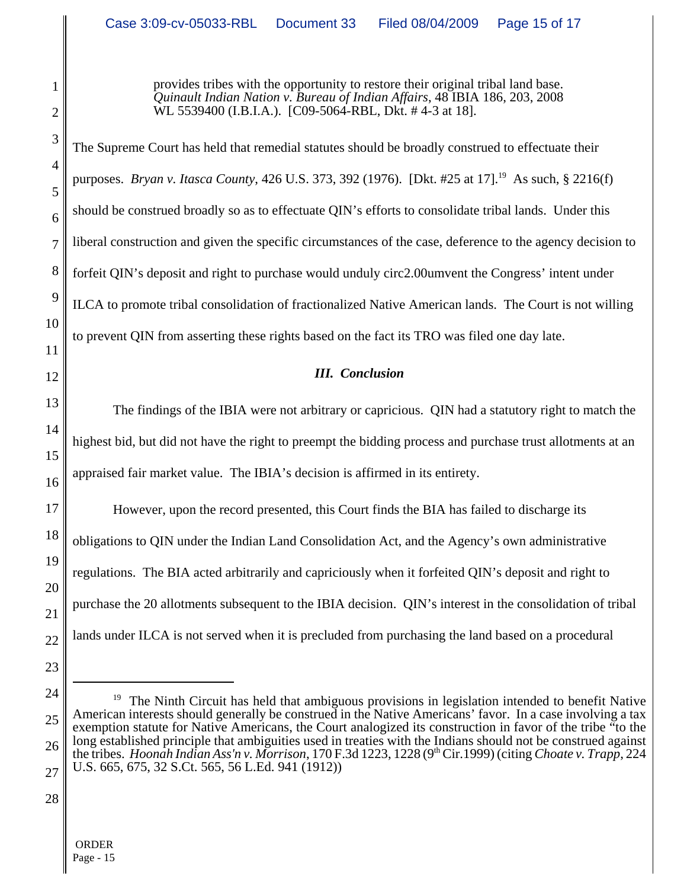provides tribes with the opportunity to restore their original tribal land base. *Quinault Indian Nation v. Bureau of Indian Affairs*, 48 IBIA 186, 203, 2008 WL 5539400 (I.B.I.A.). [C09-5064-RBL, Dkt. # 4-3 at 18].

The Supreme Court has held that remedial statutes should be broadly construed to effectuate their purposes. *Bryan v. Itasca County*, 426 U.S. 373, 392 (1976). [Dkt. #25 at 17].[19] As such, § 2216(f) should be construed broadly so as to effectuate QIN's efforts to consolidate tribal lands. Under this liberal construction and given the specific circumstances of the case, deference to the agency decision to forfeit QIN's deposit and right to purchase would unduly circ2.00umvent the Congress' intent under ILCA to promote tribal consolidation of fractionalized Native American lands. The Court is not willing to prevent QIN from asserting these rights based on the fact its TRO was filed one day late.

### *III. Conclusion*

The findings of the IBIA were not arbitrary or capricious. QIN had a statutory right to match the highest bid, but did not have the right to preempt the bidding process and purchase trust allotments at an appraised fair market value. The IBIA's decision is affirmed in its entirety.

However, upon the record presented, this Court finds the BIA has failed to discharge its obligations to QIN under the Indian Land Consolidation Act, and the Agency's own administrative regulations. The BIA acted arbitrarily and capriciously when it forfeited QIN's deposit and right to purchase the 20 allotments subsequent to the IBIA decision. QIN's interest in the consolidation of tribal lands under ILCA is not served when it is precluded from purchasing the land based on a procedural

---

[19] The Ninth Circuit has held that ambiguous provisions in legislation intended to benefit Native American interests should generally be construed in the Native Americans' favor. In a case involving a tax exemption statute for Native Americans, the Court analogized its construction in favor of the tribe "to the long established principle that ambiguities used in treaties with the Indians should not be construed against the tribes. *Hoonah Indian Ass'n v. Morrison*, 170 F.3d 1223, 1228 (9th Cir.1999) (citing *Choate v. Trapp*, 224 U.S. 665, 675, 32 S.Ct. 565, 56 L.Ed. 941 (1912))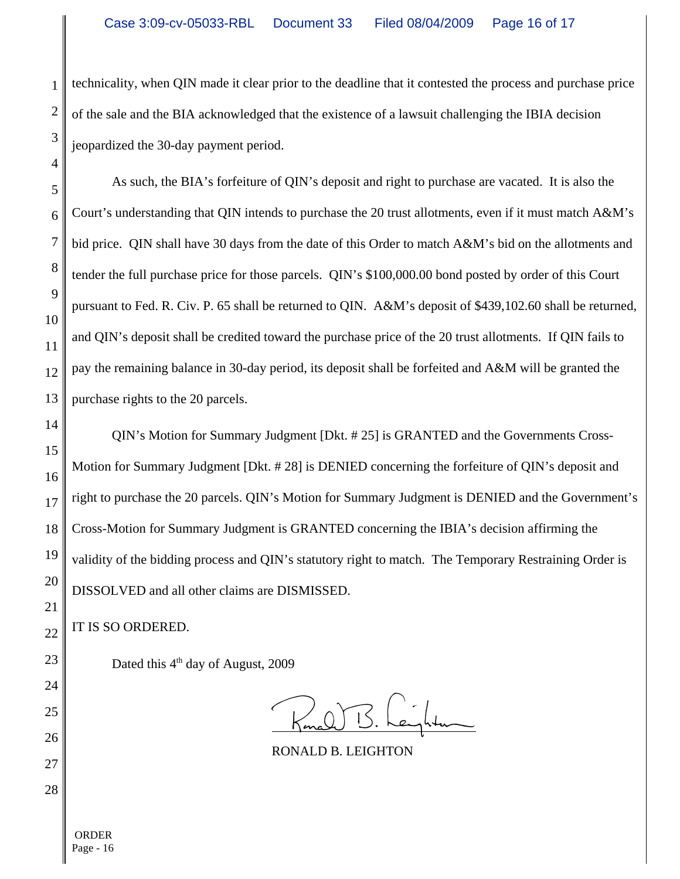technicality, when QIN made it clear prior to the deadline that it contested the process and purchase price of the sale and the BIA acknowledged that the existence of a lawsuit challenging the IBIA decision jeopardized the 30-day payment period.

As such, the BIA's forfeiture of QIN's deposit and right to purchase are vacated. It is also the Court's understanding that QIN intends to purchase the 20 trust allotments, even if it must match A&M's bid price. QIN shall have 30 days from the date of this Order to match A&M's bid on the allotments and tender the full purchase price for those parcels. QIN's $100,000.00 bond posted by order of this Court pursuant to Fed. R. Civ. P. 65 shall be returned to QIN. A&M's deposit of $439,102.60 shall be returned, and QIN's deposit shall be credited toward the purchase price of the 20 trust allotments. If QIN fails to pay the remaining balance in 30-day period, its deposit shall be forfeited and A&M will be granted the purchase rights to the 20 parcels.

QIN's Motion for Summary Judgment [Dkt. # 25] is GRANTED and the Governments Cross-Motion for Summary Judgment [Dkt. # 28] is DENIED concerning the forfeiture of QIN's deposit and right to purchase the 20 parcels. QIN's Motion for Summary Judgment is DENIED and the Government's Cross-Motion for Summary Judgment is GRANTED concerning the IBIA's decision affirming the validity of the bidding process and QIN's statutory right to match. The Temporary Restraining Order is DISSOLVED and all other claims are DISMISSED.

IT IS SO ORDERED.

Dated this 4th day of August, 2009

RONALD B. LEIGHTON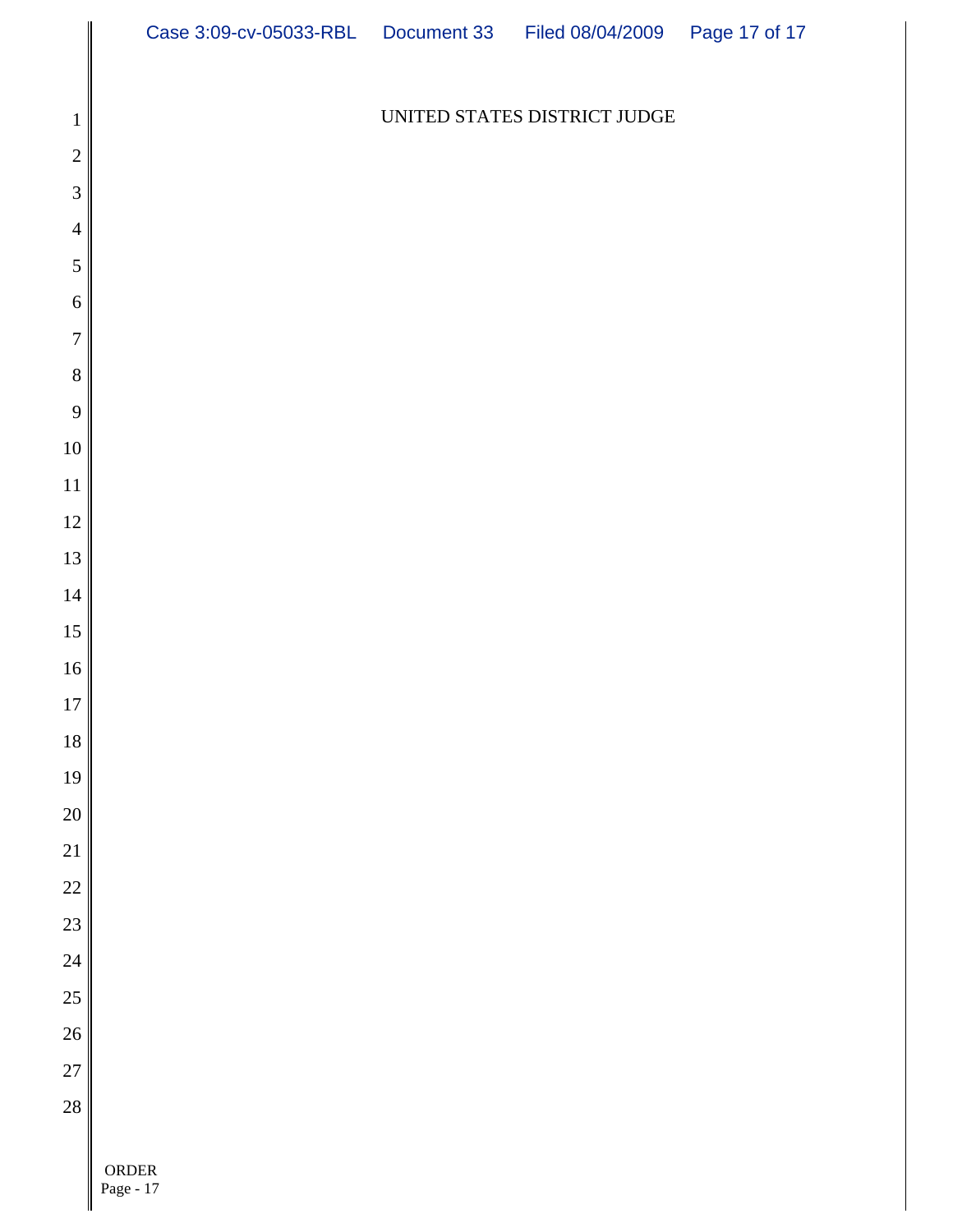UNITED STATES DISTRICT JUDGE